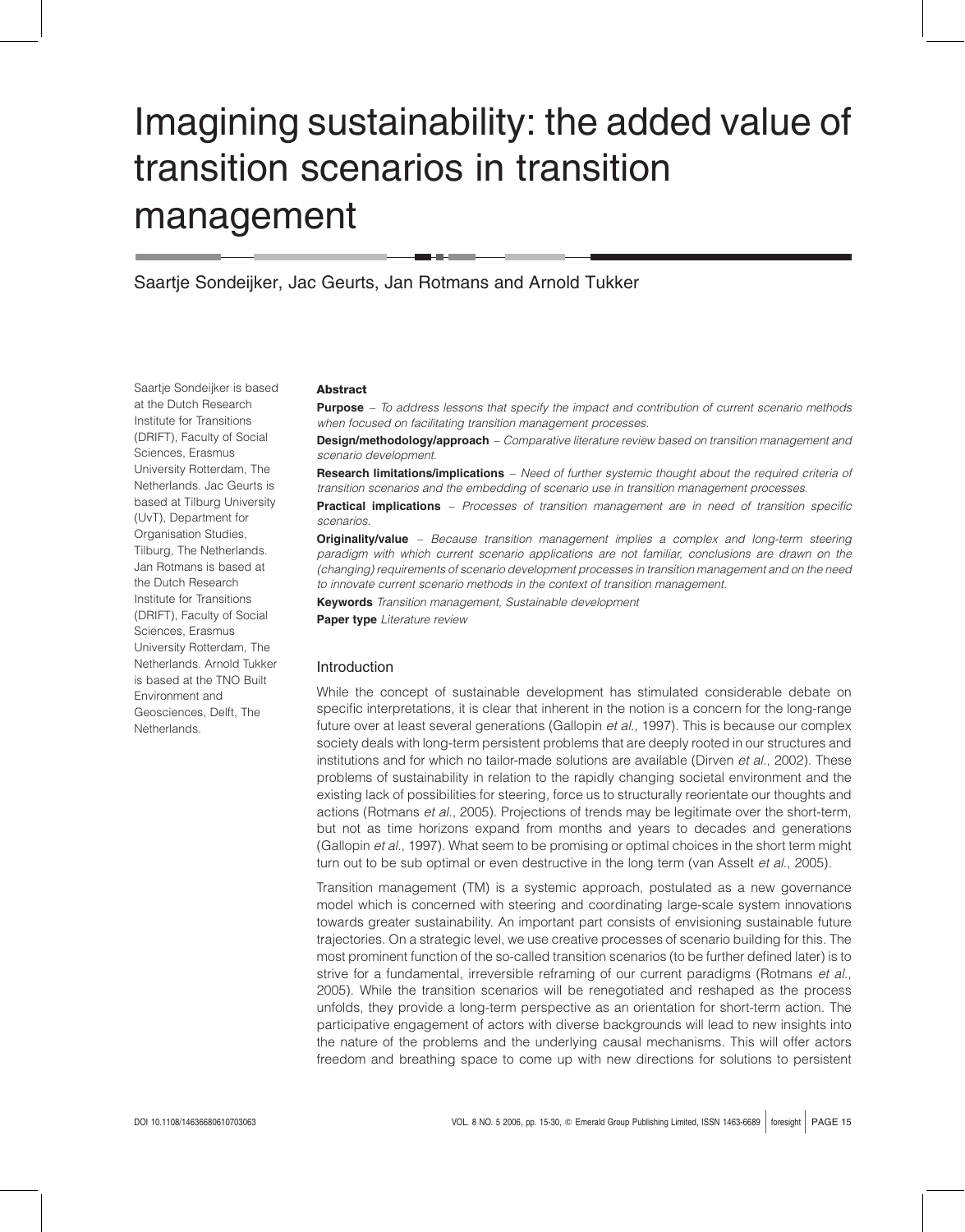# Imagining sustainability: the added value of transition scenarios in transition management

Saartje Sondeijker, Jac Geurts, Jan Rotmans and Arnold Tukker

Saartje Sondeijker is based at the Dutch Research Institute for Transitions (DRIFT), Faculty of Social Sciences, Erasmus University Rotterdam, The Netherlands. Jac Geurts is based at Tilburg University (UvT), Department for Organisation Studies, Tilburg, The Netherlands. Jan Rotmans is based at the Dutch Research Institute for Transitions (DRIFT), Faculty of Social Sciences, Erasmus University Rotterdam, The Netherlands. Arnold Tukker is based at the TNO Built Environment and Geosciences, Delft, The Netherlands.

## Abstract

**Purpose** – *To address lessons that specify the impact and contribution of current scenario methods when focused on facilitating transition management processes.*

**Design/methodology/approach** – *Comparative literature review based on transition management and scenario development.*

**Research limitations/implications** – *Need of further systemic thought about the required criteria of transition scenarios and the embedding of scenario use in transition management processes.*

**Practical implications** – *Processes of transition management are in need of transition specific scenarios.*

**Originality/value** – *Because transition management implies a complex and long-term steering paradigm with which current scenario applications are not familiar, conclusions are drawn on the (changing) requirements of scenario development processes in transition management and on the need to innovate current scenario methods in the context of transition management.*

**Keywords** *Transition management, Sustainable development*

**Paper type** *Literature review*

## Introduction

While the concept of sustainable development has stimulated considerable debate on specific interpretations, it is clear that inherent in the notion is a concern for the long-range future over at least several generations (Gallopin *et al.*, 1997). This is because our complex society deals with long-term persistent problems that are deeply rooted in our structures and institutions and for which no tailor-made solutions are available (Dirven *et al.*, 2002). These problems of sustainability in relation to the rapidly changing societal environment and the existing lack of possibilities for steering, force us to structurally reorientate our thoughts and actions (Rotmans *et al.*, 2005). Projections of trends may be legitimate over the short-term, but not as time horizons expand from months and years to decades and generations (Gallopin *et al.*, 1997). What seem to be promising or optimal choices in the short term might turn out to be sub optimal or even destructive in the long term (van Asselt *et al.*, 2005).

Transition management (TM) is a systemic approach, postulated as a new governance model which is concerned with steering and coordinating large-scale system innovations towards greater sustainability. An important part consists of envisioning sustainable future trajectories. On a strategic level, we use creative processes of scenario building for this. The most prominent function of the so-called transition scenarios (to be further defined later) is to strive for a fundamental, irreversible reframing of our current paradigms (Rotmans *et al.*, 2005). While the transition scenarios will be renegotiated and reshaped as the process unfolds, they provide a long-term perspective as an orientation for short-term action. The participative engagement of actors with diverse backgrounds will lead to new insights into the nature of the problems and the underlying causal mechanisms. This will offer actors freedom and breathing space to come up with new directions for solutions to persistent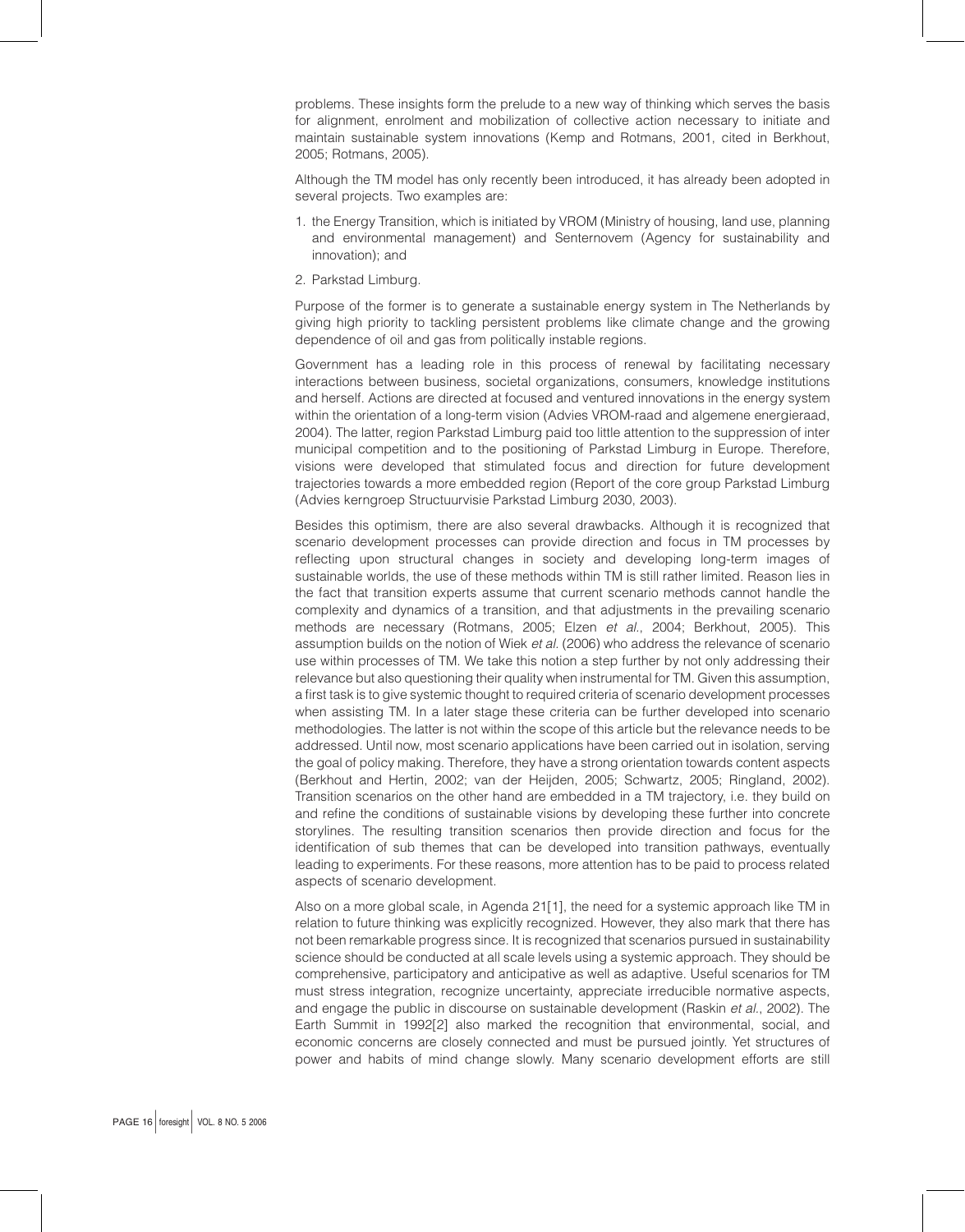problems. These insights form the prelude to a new way of thinking which serves the basis for alignment, enrolment and mobilization of collective action necessary to initiate and maintain sustainable system innovations (Kemp and Rotmans, 2001, cited in Berkhout, 2005; Rotmans, 2005).

Although the TM model has only recently been introduced, it has already been adopted in several projects. Two examples are:

1. the Energy Transition, which is initiated by VROM (Ministry of housing, land use, planning and environmental management) and Senternovem (Agency for sustainability and innovation); and
2. Parkstad Limburg.

Purpose of the former is to generate a sustainable energy system in The Netherlands by giving high priority to tackling persistent problems like climate change and the growing dependence of oil and gas from politically instable regions.

Government has a leading role in this process of renewal by facilitating necessary interactions between business, societal organizations, consumers, knowledge institutions and herself. Actions are directed at focused and ventured innovations in the energy system within the orientation of a long-term vision (Advies VROM-raad and algemene energieraad, 2004). The latter, region Parkstad Limburg paid too little attention to the suppression of inter municipal competition and to the positioning of Parkstad Limburg in Europe. Therefore, visions were developed that stimulated focus and direction for future development trajectories towards a more embedded region (Report of the core group Parkstad Limburg (Advies kerngroep Structuurvisie Parkstad Limburg 2030, 2003).

Besides this optimism, there are also several drawbacks. Although it is recognized that scenario development processes can provide direction and focus in TM processes by reflecting upon structural changes in society and developing long-term images of sustainable worlds, the use of these methods within TM is still rather limited. Reason lies in the fact that transition experts assume that current scenario methods cannot handle the complexity and dynamics of a transition, and that adjustments in the prevailing scenario methods are necessary (Rotmans, 2005; Elzen *et al.*, 2004; Berkhout, 2005). This assumption builds on the notion of Wiek *et al.* (2006) who address the relevance of scenario use within processes of TM. We take this notion a step further by not only addressing their relevance but also questioning their quality when instrumental for TM. Given this assumption, a first task is to give systemic thought to required criteria of scenario development processes when assisting TM. In a later stage these criteria can be further developed into scenario methodologies. The latter is not within the scope of this article but the relevance needs to be addressed. Until now, most scenario applications have been carried out in isolation, serving the goal of policy making. Therefore, they have a strong orientation towards content aspects (Berkhout and Hertin, 2002; van der Heijden, 2005; Schwartz, 2005; Ringland, 2002). Transition scenarios on the other hand are embedded in a TM trajectory, i.e. they build on and refine the conditions of sustainable visions by developing these further into concrete storylines. The resulting transition scenarios then provide direction and focus for the identification of sub themes that can be developed into transition pathways, eventually leading to experiments. For these reasons, more attention has to be paid to process related aspects of scenario development.

Also on a more global scale, in Agenda 21[1], the need for a systemic approach like TM in relation to future thinking was explicitly recognized. However, they also mark that there has not been remarkable progress since. It is recognized that scenarios pursued in sustainability science should be conducted at all scale levels using a systemic approach. They should be comprehensive, participatory and anticipative as well as adaptive. Useful scenarios for TM must stress integration, recognize uncertainty, appreciate irreducible normative aspects, and engage the public in discourse on sustainable development (Raskin *et al.*, 2002). The Earth Summit in 1992[2] also marked the recognition that environmental, social, and economic concerns are closely connected and must be pursued jointly. Yet structures of power and habits of mind change slowly. Many scenario development efforts are still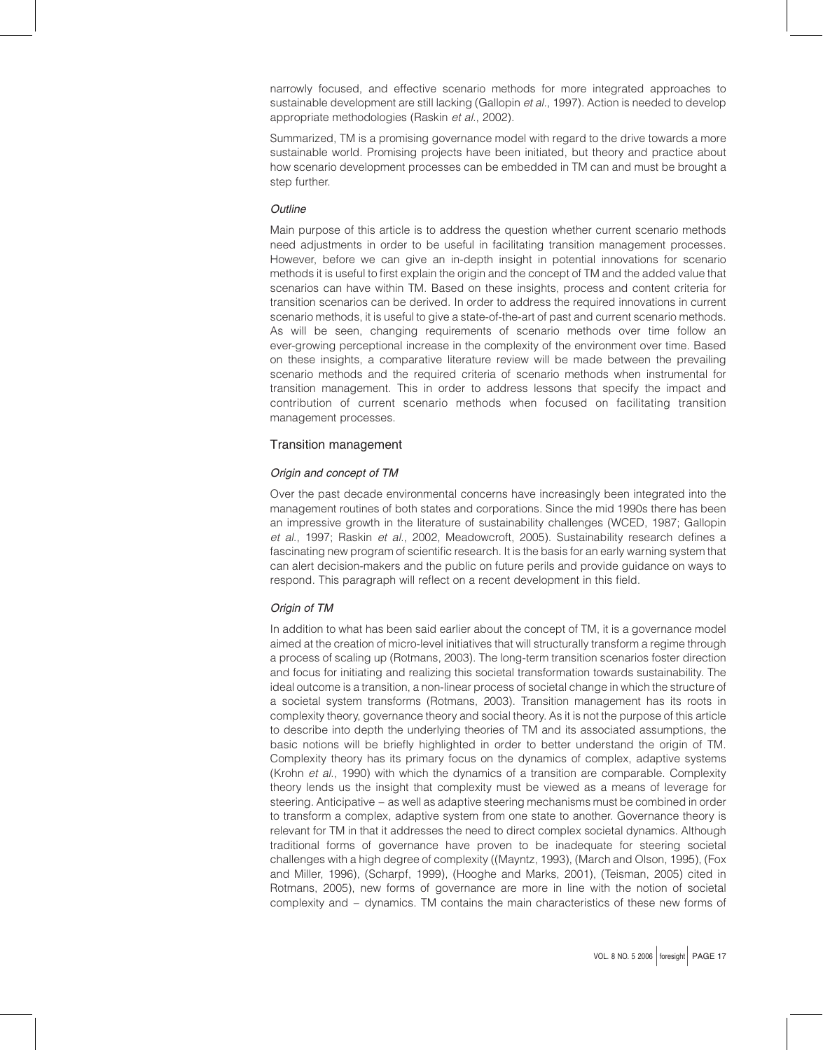narrowly focused, and effective scenario methods for more integrated approaches to sustainable development are still lacking (Gallopin *et al.*, 1997). Action is needed to develop appropriate methodologies (Raskin *et al.*, 2002).

Summarized, TM is a promising governance model with regard to the drive towards a more sustainable world. Promising projects have been initiated, but theory and practice about how scenario development processes can be embedded in TM can and must be brought a step further.

### *Outline*

Main purpose of this article is to address the question whether current scenario methods need adjustments in order to be useful in facilitating transition management processes. However, before we can give an in-depth insight in potential innovations for scenario methods it is useful to first explain the origin and the concept of TM and the added value that scenarios can have within TM. Based on these insights, process and content criteria for transition scenarios can be derived. In order to address the required innovations in current scenario methods, it is useful to give a state-of-the-art of past and current scenario methods. As will be seen, changing requirements of scenario methods over time follow an ever-growing perceptional increase in the complexity of the environment over time. Based on these insights, a comparative literature review will be made between the prevailing scenario methods and the required criteria of scenario methods when instrumental for transition management. This in order to address lessons that specify the impact and contribution of current scenario methods when focused on facilitating transition management processes.

## Transition management

### *Origin and concept of TM*

Over the past decade environmental concerns have increasingly been integrated into the management routines of both states and corporations. Since the mid 1990s there has been an impressive growth in the literature of sustainability challenges (WCED, 1987; Gallopin *et al.*, 1997; Raskin *et al.*, 2002, Meadowcroft, 2005). Sustainability research defines a fascinating new program of scientific research. It is the basis for an early warning system that can alert decision-makers and the public on future perils and provide guidance on ways to respond. This paragraph will reflect on a recent development in this field.

### *Origin of TM*

In addition to what has been said earlier about the concept of TM, it is a governance model aimed at the creation of micro-level initiatives that will structurally transform a regime through a process of scaling up (Rotmans, 2003). The long-term transition scenarios foster direction and focus for initiating and realizing this societal transformation towards sustainability. The ideal outcome is a transition, a non-linear process of societal change in which the structure of a societal system transforms (Rotmans, 2003). Transition management has its roots in complexity theory, governance theory and social theory. As it is not the purpose of this article to describe into depth the underlying theories of TM and its associated assumptions, the basic notions will be briefly highlighted in order to better understand the origin of TM. Complexity theory has its primary focus on the dynamics of complex, adaptive systems (Krohn *et al.*, 1990) with which the dynamics of a transition are comparable. Complexity theory lends us the insight that complexity must be viewed as a means of leverage for steering. Anticipative – as well as adaptive steering mechanisms must be combined in order to transform a complex, adaptive system from one state to another. Governance theory is relevant for TM in that it addresses the need to direct complex societal dynamics. Although traditional forms of governance have proven to be inadequate for steering societal challenges with a high degree of complexity ((Mayntz, 1993), (March and Olson, 1995), (Fox and Miller, 1996), (Scharpf, 1999), (Hooghe and Marks, 2001), (Teisman, 2005) cited in Rotmans, 2005), new forms of governance are more in line with the notion of societal complexity and – dynamics. TM contains the main characteristics of these new forms of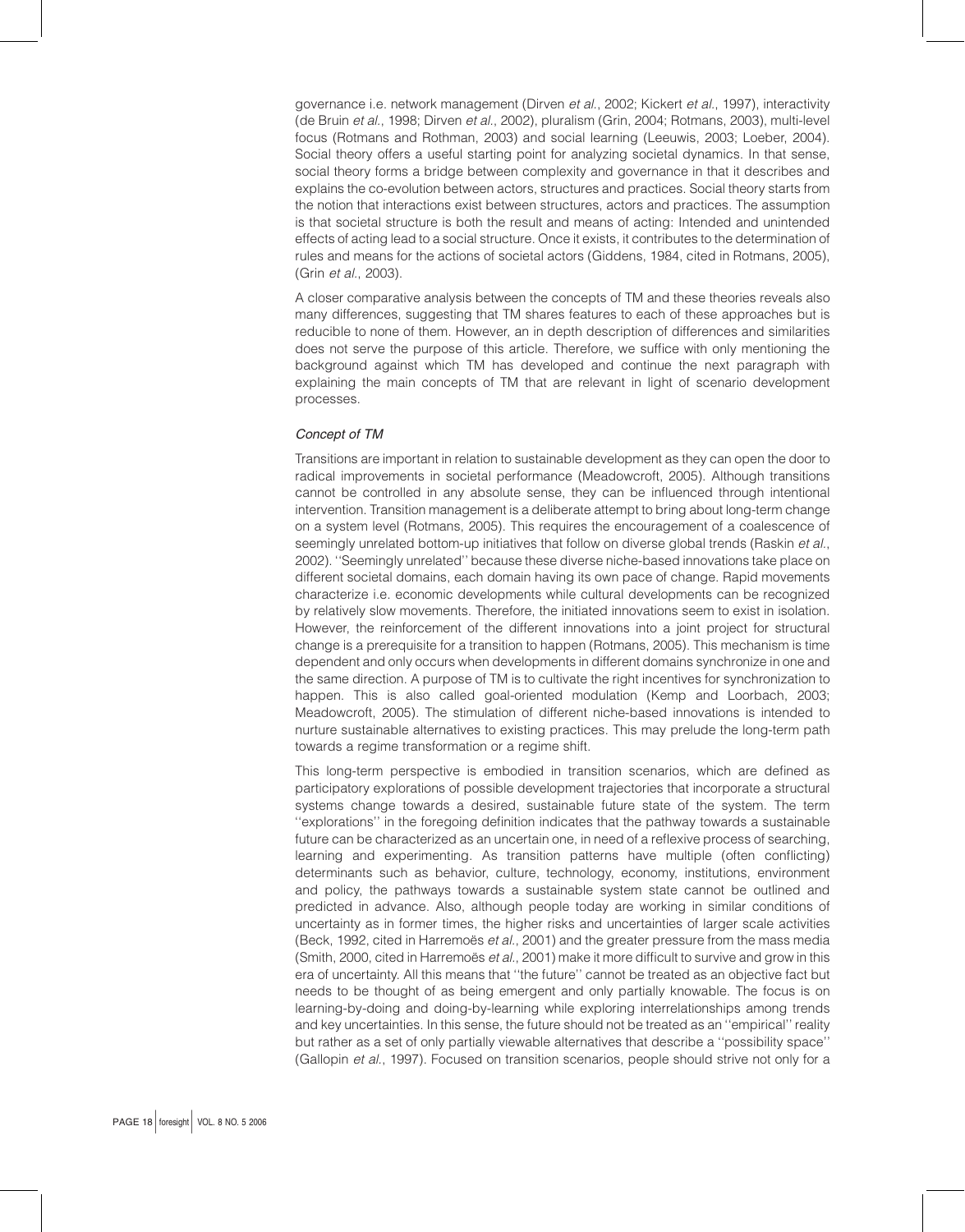governance i.e. network management (Dirven *et al.*, 2002; Kickert *et al.*, 1997), interactivity (de Bruin *et al.*, 1998; Dirven *et al.*, 2002), pluralism (Grin, 2004; Rotmans, 2003), multi-level focus (Rotmans and Rothman, 2003) and social learning (Leeuwis, 2003; Loeber, 2004). Social theory offers a useful starting point for analyzing societal dynamics. In that sense, social theory forms a bridge between complexity and governance in that it describes and explains the co-evolution between actors, structures and practices. Social theory starts from the notion that interactions exist between structures, actors and practices. The assumption is that societal structure is both the result and means of acting: Intended and unintended effects of acting lead to a social structure. Once it exists, it contributes to the determination of rules and means for the actions of societal actors (Giddens, 1984, cited in Rotmans, 2005), (Grin *et al.*, 2003).

A closer comparative analysis between the concepts of TM and these theories reveals also many differences, suggesting that TM shares features to each of these approaches but is reducible to none of them. However, an in depth description of differences and similarities does not serve the purpose of this article. Therefore, we suffice with only mentioning the background against which TM has developed and continue the next paragraph with explaining the main concepts of TM that are relevant in light of scenario development processes.

### *Concept of TM*

Transitions are important in relation to sustainable development as they can open the door to radical improvements in societal performance (Meadowcroft, 2005). Although transitions cannot be controlled in any absolute sense, they can be influenced through intentional intervention. Transition management is a deliberate attempt to bring about long-term change on a system level (Rotmans, 2005). This requires the encouragement of a coalescence of seemingly unrelated bottom-up initiatives that follow on diverse global trends (Raskin *et al.*, 2002). ''Seemingly unrelated'' because these diverse niche-based innovations take place on different societal domains, each domain having its own pace of change. Rapid movements characterize i.e. economic developments while cultural developments can be recognized by relatively slow movements. Therefore, the initiated innovations seem to exist in isolation. However, the reinforcement of the different innovations into a joint project for structural change is a prerequisite for a transition to happen (Rotmans, 2005). This mechanism is time dependent and only occurs when developments in different domains synchronize in one and the same direction. A purpose of TM is to cultivate the right incentives for synchronization to happen. This is also called goal-oriented modulation (Kemp and Loorbach, 2003; Meadowcroft, 2005). The stimulation of different niche-based innovations is intended to nurture sustainable alternatives to existing practices. This may prelude the long-term path towards a regime transformation or a regime shift.

This long-term perspective is embodied in transition scenarios, which are defined as participatory explorations of possible development trajectories that incorporate a structural systems change towards a desired, sustainable future state of the system. The term ''explorations'' in the foregoing definition indicates that the pathway towards a sustainable future can be characterized as an uncertain one, in need of a reflexive process of searching, learning and experimenting. As transition patterns have multiple (often conflicting) determinants such as behavior, culture, technology, economy, institutions, environment and policy, the pathways towards a sustainable system state cannot be outlined and predicted in advance. Also, although people today are working in similar conditions of uncertainty as in former times, the higher risks and uncertainties of larger scale activities (Beck, 1992, cited in Harremoës *et al.*, 2001) and the greater pressure from the mass media (Smith, 2000, cited in Harremoës *et al.*, 2001) make it more difficult to survive and grow in this era of uncertainty. All this means that ''the future'' cannot be treated as an objective fact but needs to be thought of as being emergent and only partially knowable. The focus is on learning-by-doing and doing-by-learning while exploring interrelationships among trends and key uncertainties. In this sense, the future should not be treated as an ''empirical'' reality but rather as a set of only partially viewable alternatives that describe a ''possibility space'' (Gallopin *et al.*, 1997). Focused on transition scenarios, people should strive not only for a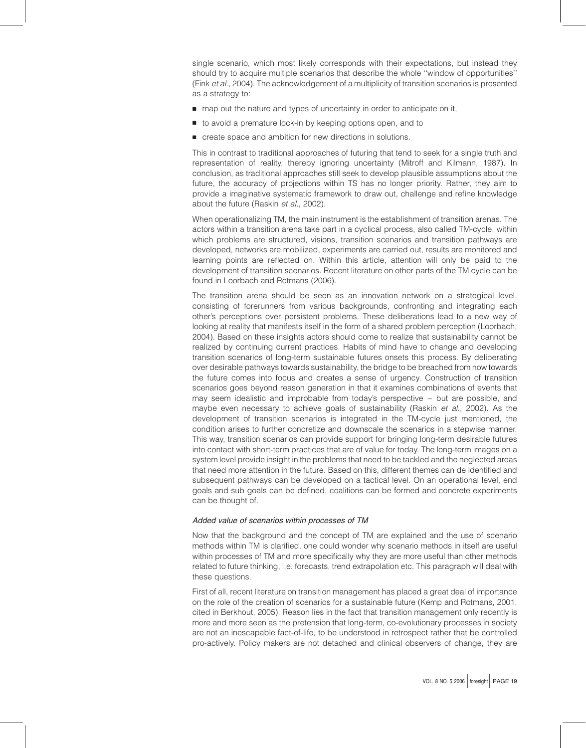single scenario, which most likely corresponds with their expectations, but instead they should try to acquire multiple scenarios that describe the whole ''window of opportunities'' (Fink *et al.*, 2004). The acknowledgement of a multiplicity of transition scenarios is presented as a strategy to:

- map out the nature and types of uncertainty in order to anticipate on it,
- to avoid a premature lock-in by keeping options open, and to
- create space and ambition for new directions in solutions.

This in contrast to traditional approaches of futuring that tend to seek for a single truth and representation of reality, thereby ignoring uncertainty (Mitroff and Kilmann, 1987). In conclusion, as traditional approaches still seek to develop plausible assumptions about the future, the accuracy of projections within TS has no longer priority. Rather, they aim to provide a imaginative systematic framework to draw out, challenge and refine knowledge about the future (Raskin *et al.*, 2002).

When operationalizing TM, the main instrument is the establishment of transition arenas. The actors within a transition arena take part in a cyclical process, also called TM-cycle, within which problems are structured, visions, transition scenarios and transition pathways are developed, networks are mobilized, experiments are carried out, results are monitored and learning points are reflected on. Within this article, attention will only be paid to the development of transition scenarios. Recent literature on other parts of the TM cycle can be found in Loorbach and Rotmans (2006).

The transition arena should be seen as an innovation network on a strategical level, consisting of forerunners from various backgrounds, confronting and integrating each other's perceptions over persistent problems. These deliberations lead to a new way of looking at reality that manifests itself in the form of a shared problem perception (Loorbach, 2004). Based on these insights actors should come to realize that sustainability cannot be realized by continuing current practices. Habits of mind have to change and developing transition scenarios of long-term sustainable futures onsets this process. By deliberating over desirable pathways towards sustainability, the bridge to be breached from now towards the future comes into focus and creates a sense of urgency. Construction of transition scenarios goes beyond reason generation in that it examines combinations of events that may seem idealistic and improbable from today's perspective – but are possible, and maybe even necessary to achieve goals of sustainability (Raskin *et al.*, 2002). As the development of transition scenarios is integrated in the TM-cycle just mentioned, the condition arises to further concretize and downscale the scenarios in a stepwise manner. This way, transition scenarios can provide support for bringing long-term desirable futures into contact with short-term practices that are of value for today. The long-term images on a system level provide insight in the problems that need to be tackled and the neglected areas that need more attention in the future. Based on this, different themes can de identified and subsequent pathways can be developed on a tactical level. On an operational level, end goals and sub goals can be defined, coalitions can be formed and concrete experiments can be thought of.

### *Added value of scenarios within processes of TM*

Now that the background and the concept of TM are explained and the use of scenario methods within TM is clarified, one could wonder why scenario methods in itself are useful within processes of TM and more specifically why they are more useful than other methods related to future thinking, i.e. forecasts, trend extrapolation etc. This paragraph will deal with these questions.

First of all, recent literature on transition management has placed a great deal of importance on the role of the creation of scenarios for a sustainable future (Kemp and Rotmans, 2001, cited in Berkhout, 2005). Reason lies in the fact that transition management only recently is more and more seen as the pretension that long-term, co-evolutionary processes in society are not an inescapable fact-of-life, to be understood in retrospect rather that be controlled pro-actively. Policy makers are not detached and clinical observers of change, they are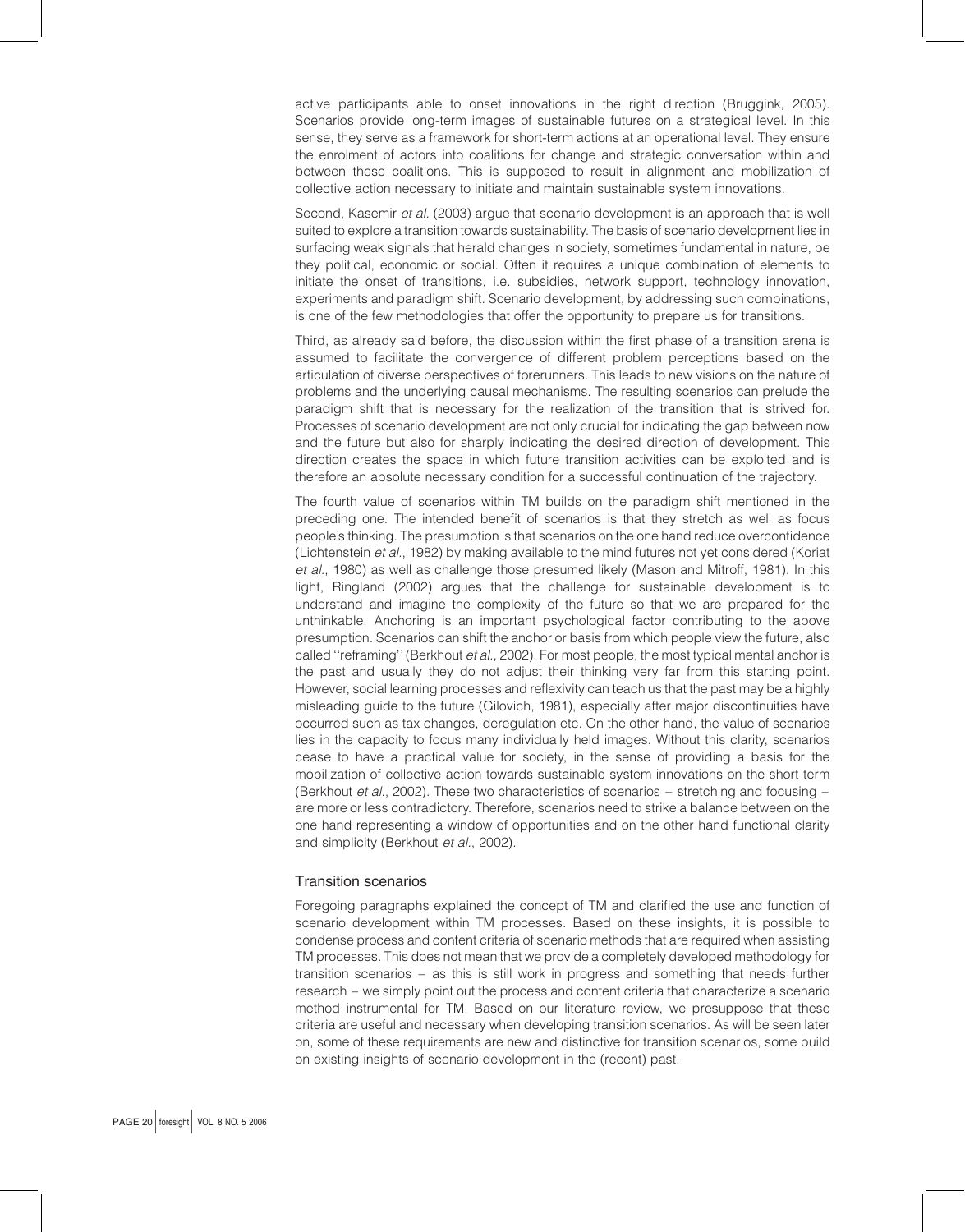active participants able to onset innovations in the right direction (Bruggink, 2005). Scenarios provide long-term images of sustainable futures on a strategical level. In this sense, they serve as a framework for short-term actions at an operational level. They ensure the enrolment of actors into coalitions for change and strategic conversation within and between these coalitions. This is supposed to result in alignment and mobilization of collective action necessary to initiate and maintain sustainable system innovations.

Second, Kasemir *et al.* (2003) argue that scenario development is an approach that is well suited to explore a transition towards sustainability. The basis of scenario development lies in surfacing weak signals that herald changes in society, sometimes fundamental in nature, be they political, economic or social. Often it requires a unique combination of elements to initiate the onset of transitions, i.e. subsidies, network support, technology innovation, experiments and paradigm shift. Scenario development, by addressing such combinations, is one of the few methodologies that offer the opportunity to prepare us for transitions.

Third, as already said before, the discussion within the first phase of a transition arena is assumed to facilitate the convergence of different problem perceptions based on the articulation of diverse perspectives of forerunners. This leads to new visions on the nature of problems and the underlying causal mechanisms. The resulting scenarios can prelude the paradigm shift that is necessary for the realization of the transition that is strived for. Processes of scenario development are not only crucial for indicating the gap between now and the future but also for sharply indicating the desired direction of development. This direction creates the space in which future transition activities can be exploited and is therefore an absolute necessary condition for a successful continuation of the trajectory.

The fourth value of scenarios within TM builds on the paradigm shift mentioned in the preceding one. The intended benefit of scenarios is that they stretch as well as focus people's thinking. The presumption is that scenarios on the one hand reduce overconfidence (Lichtenstein *et al.*, 1982) by making available to the mind futures not yet considered (Koriat *et al.*, 1980) as well as challenge those presumed likely (Mason and Mitroff, 1981). In this light, Ringland (2002) argues that the challenge for sustainable development is to understand and imagine the complexity of the future so that we are prepared for the unthinkable. Anchoring is an important psychological factor contributing to the above presumption. Scenarios can shift the anchor or basis from which people view the future, also called ''reframing'' (Berkhout *et al.*, 2002). For most people, the most typical mental anchor is the past and usually they do not adjust their thinking very far from this starting point. However, social learning processes and reflexivity can teach us that the past may be a highly misleading guide to the future (Gilovich, 1981), especially after major discontinuities have occurred such as tax changes, deregulation etc. On the other hand, the value of scenarios lies in the capacity to focus many individually held images. Without this clarity, scenarios cease to have a practical value for society, in the sense of providing a basis for the mobilization of collective action towards sustainable system innovations on the short term (Berkhout *et al.*, 2002). These two characteristics of scenarios – stretching and focusing – are more or less contradictory. Therefore, scenarios need to strike a balance between on the one hand representing a window of opportunities and on the other hand functional clarity and simplicity (Berkhout *et al.*, 2002).

### Transition scenarios

Foregoing paragraphs explained the concept of TM and clarified the use and function of scenario development within TM processes. Based on these insights, it is possible to condense process and content criteria of scenario methods that are required when assisting TM processes. This does not mean that we provide a completely developed methodology for transition scenarios – as this is still work in progress and something that needs further research – we simply point out the process and content criteria that characterize a scenario method instrumental for TM. Based on our literature review, we presuppose that these criteria are useful and necessary when developing transition scenarios. As will be seen later on, some of these requirements are new and distinctive for transition scenarios, some build on existing insights of scenario development in the (recent) past.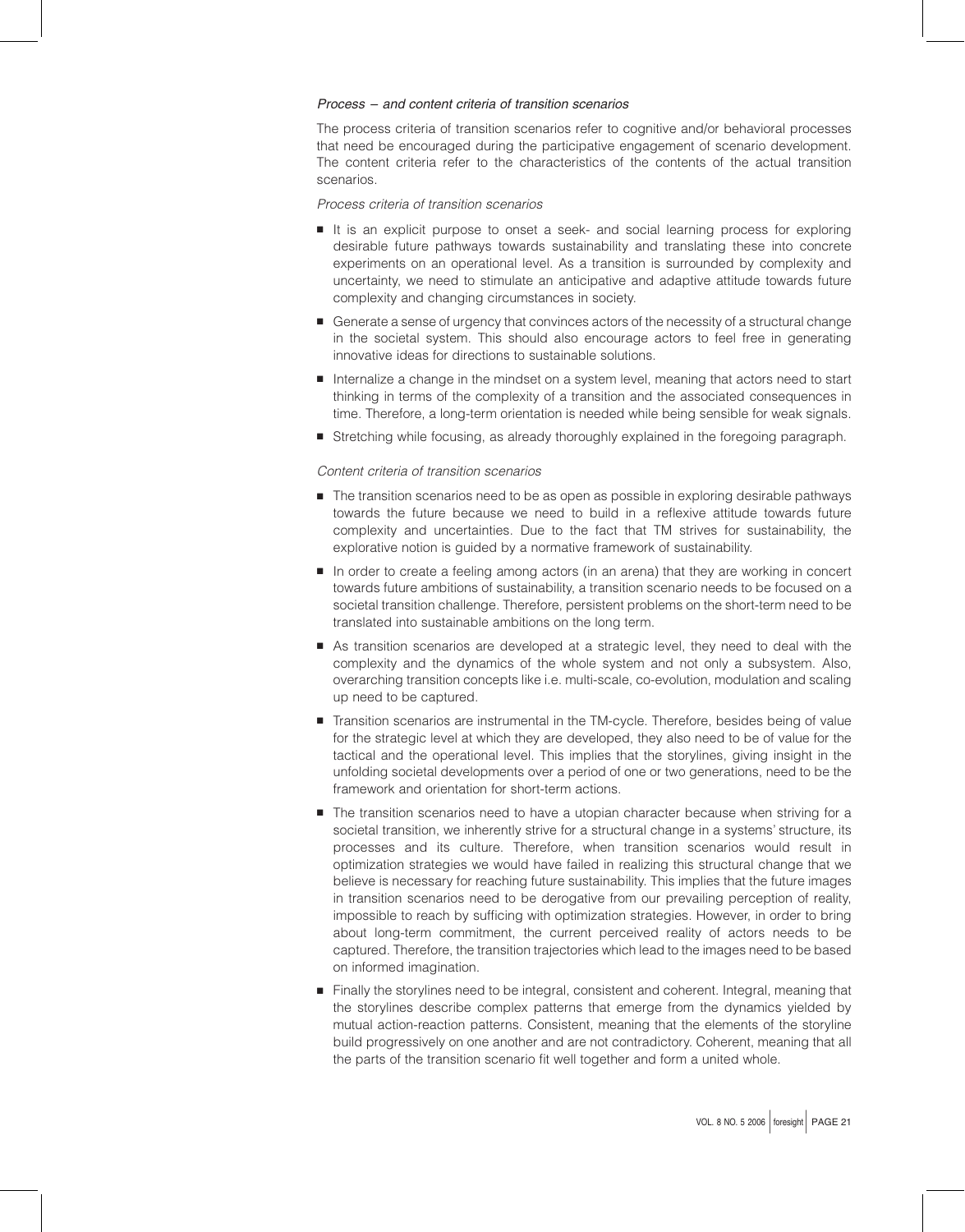*Process – and content criteria of transition scenarios*

The process criteria of transition scenarios refer to cognitive and/or behavioral processes that need be encouraged during the participative engagement of scenario development. The content criteria refer to the characteristics of the contents of the actual transition scenarios.

*Process criteria of transition scenarios*

- It is an explicit purpose to onset a seek- and social learning process for exploring desirable future pathways towards sustainability and translating these into concrete experiments on an operational level. As a transition is surrounded by complexity and uncertainty, we need to stimulate an anticipative and adaptive attitude towards future complexity and changing circumstances in society.
- Generate a sense of urgency that convinces actors of the necessity of a structural change in the societal system. This should also encourage actors to feel free in generating innovative ideas for directions to sustainable solutions.
- Internalize a change in the mindset on a system level, meaning that actors need to start thinking in terms of the complexity of a transition and the associated consequences in time. Therefore, a long-term orientation is needed while being sensible for weak signals.
- Stretching while focusing, as already thoroughly explained in the foregoing paragraph.

*Content criteria of transition scenarios*

- The transition scenarios need to be as open as possible in exploring desirable pathways towards the future because we need to build in a reflexive attitude towards future complexity and uncertainties. Due to the fact that TM strives for sustainability, the explorative notion is guided by a normative framework of sustainability.
- In order to create a feeling among actors (in an arena) that they are working in concert towards future ambitions of sustainability, a transition scenario needs to be focused on a societal transition challenge. Therefore, persistent problems on the short-term need to be translated into sustainable ambitions on the long term.
- As transition scenarios are developed at a strategic level, they need to deal with the complexity and the dynamics of the whole system and not only a subsystem. Also, overarching transition concepts like i.e. multi-scale, co-evolution, modulation and scaling up need to be captured.
- Transition scenarios are instrumental in the TM-cycle. Therefore, besides being of value for the strategic level at which they are developed, they also need to be of value for the tactical and the operational level. This implies that the storylines, giving insight in the unfolding societal developments over a period of one or two generations, need to be the framework and orientation for short-term actions.
- The transition scenarios need to have a utopian character because when striving for a societal transition, we inherently strive for a structural change in a systems' structure, its processes and its culture. Therefore, when transition scenarios would result in optimization strategies we would have failed in realizing this structural change that we believe is necessary for reaching future sustainability. This implies that the future images in transition scenarios need to be derogative from our prevailing perception of reality, impossible to reach by sufficing with optimization strategies. However, in order to bring about long-term commitment, the current perceived reality of actors needs to be captured. Therefore, the transition trajectories which lead to the images need to be based on informed imagination.
- Finally the storylines need to be integral, consistent and coherent. Integral, meaning that the storylines describe complex patterns that emerge from the dynamics yielded by mutual action-reaction patterns. Consistent, meaning that the elements of the storyline build progressively on one another and are not contradictory. Coherent, meaning that all the parts of the transition scenario fit well together and form a united whole.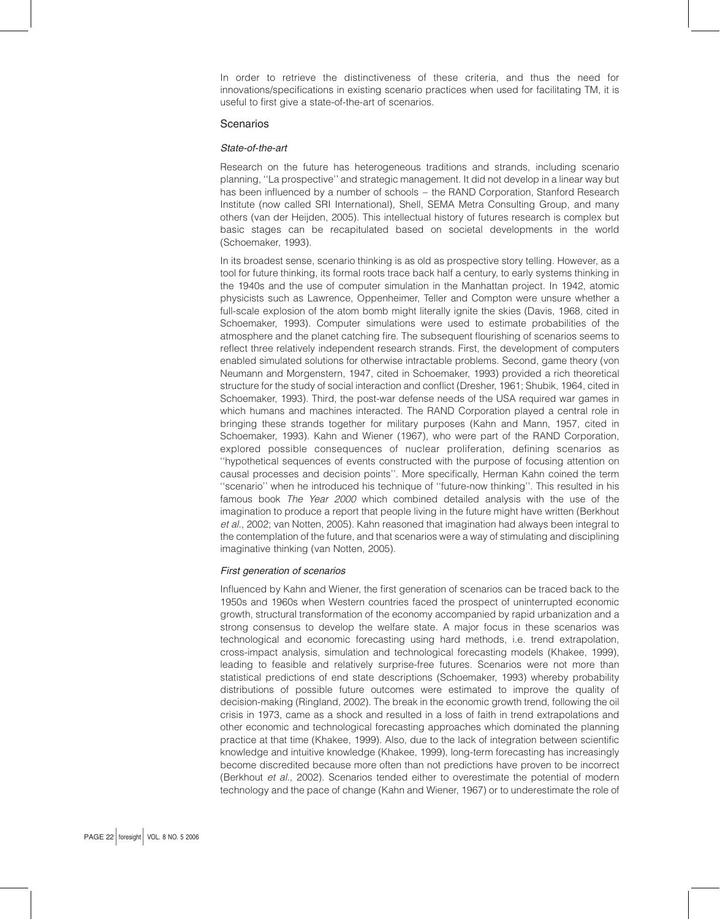In order to retrieve the distinctiveness of these criteria, and thus the need for innovations/specifications in existing scenario practices when used for facilitating TM, it is useful to first give a state-of-the-art of scenarios.

## Scenarios

### *State-of-the-art*

Research on the future has heterogeneous traditions and strands, including scenario planning, ''La prospective'' and strategic management. It did not develop in a linear way but has been influenced by a number of schools – the RAND Corporation, Stanford Research Institute (now called SRI International), Shell, SEMA Metra Consulting Group, and many others (van der Heijden, 2005). This intellectual history of futures research is complex but basic stages can be recapitulated based on societal developments in the world (Schoemaker, 1993).

In its broadest sense, scenario thinking is as old as prospective story telling. However, as a tool for future thinking, its formal roots trace back half a century, to early systems thinking in the 1940s and the use of computer simulation in the Manhattan project. In 1942, atomic physicists such as Lawrence, Oppenheimer, Teller and Compton were unsure whether a full-scale explosion of the atom bomb might literally ignite the skies (Davis, 1968, cited in Schoemaker, 1993). Computer simulations were used to estimate probabilities of the atmosphere and the planet catching fire. The subsequent flourishing of scenarios seems to reflect three relatively independent research strands. First, the development of computers enabled simulated solutions for otherwise intractable problems. Second, game theory (von Neumann and Morgenstern, 1947, cited in Schoemaker, 1993) provided a rich theoretical structure for the study of social interaction and conflict (Dresher, 1961; Shubik, 1964, cited in Schoemaker, 1993). Third, the post-war defense needs of the USA required war games in which humans and machines interacted. The RAND Corporation played a central role in bringing these strands together for military purposes (Kahn and Mann, 1957, cited in Schoemaker, 1993). Kahn and Wiener (1967), who were part of the RAND Corporation, explored possible consequences of nuclear proliferation, defining scenarios as ''hypothetical sequences of events constructed with the purpose of focusing attention on causal processes and decision points''. More specifically, Herman Kahn coined the term ''scenario'' when he introduced his technique of ''future-now thinking''. This resulted in his famous book *The Year 2000* which combined detailed analysis with the use of the imagination to produce a report that people living in the future might have written (Berkhout *et al.*, 2002; van Notten, 2005). Kahn reasoned that imagination had always been integral to the contemplation of the future, and that scenarios were a way of stimulating and disciplining imaginative thinking (van Notten, 2005).

### *First generation of scenarios*

Influenced by Kahn and Wiener, the first generation of scenarios can be traced back to the 1950s and 1960s when Western countries faced the prospect of uninterrupted economic growth, structural transformation of the economy accompanied by rapid urbanization and a strong consensus to develop the welfare state. A major focus in these scenarios was technological and economic forecasting using hard methods, i.e. trend extrapolation, cross-impact analysis, simulation and technological forecasting models (Khakee, 1999), leading to feasible and relatively surprise-free futures. Scenarios were not more than statistical predictions of end state descriptions (Schoemaker, 1993) whereby probability distributions of possible future outcomes were estimated to improve the quality of decision-making (Ringland, 2002). The break in the economic growth trend, following the oil crisis in 1973, came as a shock and resulted in a loss of faith in trend extrapolations and other economic and technological forecasting approaches which dominated the planning practice at that time (Khakee, 1999). Also, due to the lack of integration between scientific knowledge and intuitive knowledge (Khakee, 1999), long-term forecasting has increasingly become discredited because more often than not predictions have proven to be incorrect (Berkhout *et al.*, 2002). Scenarios tended either to overestimate the potential of modern technology and the pace of change (Kahn and Wiener, 1967) or to underestimate the role of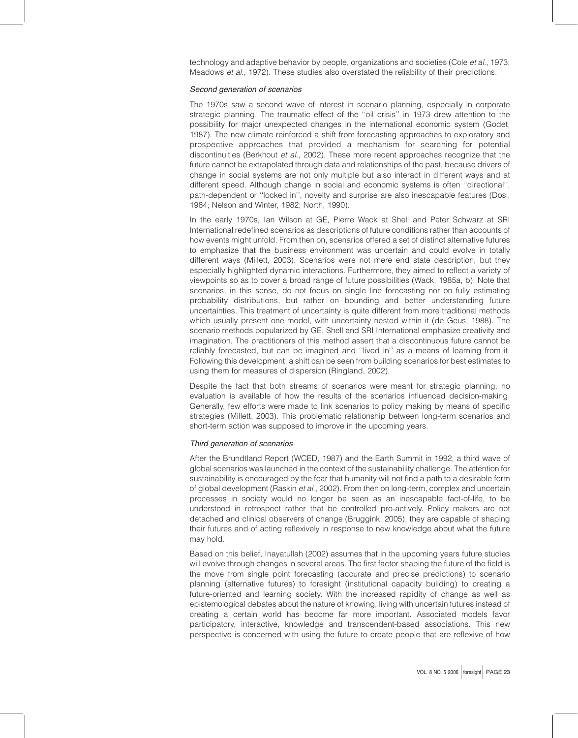technology and adaptive behavior by people, organizations and societies (Cole *et al.*, 1973; Meadows *et al.*, 1972). These studies also overstated the reliability of their predictions.

*Second generation of scenarios*

The 1970s saw a second wave of interest in scenario planning, especially in corporate strategic planning. The traumatic effect of the ''oil crisis'' in 1973 drew attention to the possibility for major unexpected changes in the international economic system (Godet, 1987). The new climate reinforced a shift from forecasting approaches to exploratory and prospective approaches that provided a mechanism for searching for potential discontinuities (Berkhout *et al.*, 2002). These more recent approaches recognize that the future cannot be extrapolated through data and relationships of the past, because drivers of change in social systems are not only multiple but also interact in different ways and at different speed. Although change in social and economic systems is often ''directional'', path-dependent or ''locked in'', novelty and surprise are also inescapable features (Dosi, 1984; Nelson and Winter, 1982; North, 1990).

In the early 1970s, Ian Wilson at GE, Pierre Wack at Shell and Peter Schwarz at SRI International redefined scenarios as descriptions of future conditions rather than accounts of how events might unfold. From then on, scenarios offered a set of distinct alternative futures to emphasize that the business environment was uncertain and could evolve in totally different ways (Millett, 2003). Scenarios were not mere end state description, but they especially highlighted dynamic interactions. Furthermore, they aimed to reflect a variety of viewpoints so as to cover a broad range of future possibilities (Wack, 1985a, b). Note that scenarios, in this sense, do not focus on single line forecasting nor on fully estimating probability distributions, but rather on bounding and better understanding future uncertainties. This treatment of uncertainty is quite different from more traditional methods which usually present one model, with uncertainty nested within it (de Geus, 1988). The scenario methods popularized by GE, Shell and SRI International emphasize creativity and imagination. The practitioners of this method assert that a discontinuous future cannot be reliably forecasted, but can be imagined and ''lived in'' as a means of learning from it. Following this development, a shift can be seen from building scenarios for best estimates to using them for measures of dispersion (Ringland, 2002).

Despite the fact that both streams of scenarios were meant for strategic planning, no evaluation is available of how the results of the scenarios influenced decision-making. Generally, few efforts were made to link scenarios to policy making by means of specific strategies (Millett, 2003). This problematic relationship between long-term scenarios and short-term action was supposed to improve in the upcoming years.

*Third generation of scenarios*

After the Brundtland Report (WCED, 1987) and the Earth Summit in 1992, a third wave of global scenarios was launched in the context of the sustainability challenge. The attention for sustainability is encouraged by the fear that humanity will not find a path to a desirable form of global development (Raskin *et al.*, 2002). From then on long-term, complex and uncertain processes in society would no longer be seen as an inescapable fact-of-life, to be understood in retrospect rather that be controlled pro-actively. Policy makers are not detached and clinical observers of change (Bruggink, 2005), they are capable of shaping their futures and of acting reflexively in response to new knowledge about what the future may hold.

Based on this belief, Inayatullah (2002) assumes that in the upcoming years future studies will evolve through changes in several areas. The first factor shaping the future of the field is the move from single point forecasting (accurate and precise predictions) to scenario planning (alternative futures) to foresight (institutional capacity building) to creating a future-oriented and learning society. With the increased rapidity of change as well as epistemological debates about the nature of knowing, living with uncertain futures instead of creating a certain world has become far more important. Associated models favor participatory, interactive, knowledge and transcendent-based associations. This new perspective is concerned with using the future to create people that are reflexive of how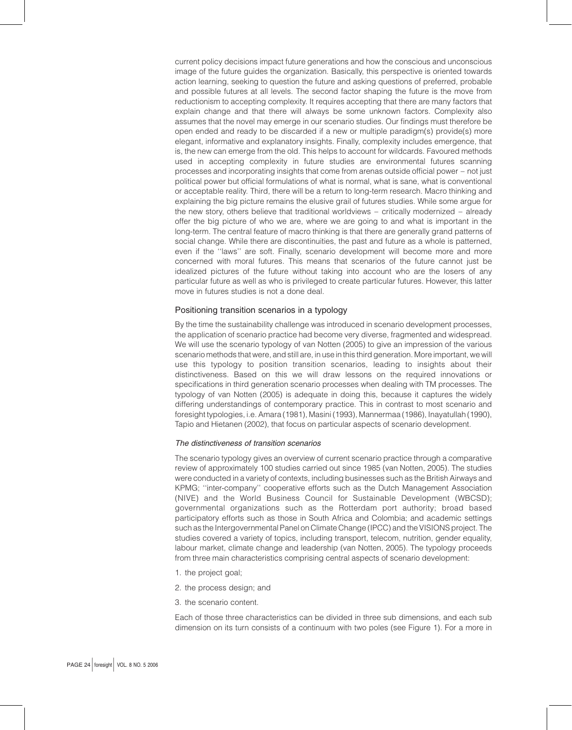current policy decisions impact future generations and how the conscious and unconscious image of the future guides the organization. Basically, this perspective is oriented towards action learning, seeking to question the future and asking questions of preferred, probable and possible futures at all levels. The second factor shaping the future is the move from reductionism to accepting complexity. It requires accepting that there are many factors that explain change and that there will always be some unknown factors. Complexity also assumes that the novel may emerge in our scenario studies. Our findings must therefore be open ended and ready to be discarded if a new or multiple paradigm(s) provide(s) more elegant, informative and explanatory insights. Finally, complexity includes emergence, that is, the new can emerge from the old. This helps to account for wildcards. Favoured methods used in accepting complexity in future studies are environmental futures scanning processes and incorporating insights that come from arenas outside official power – not just political power but official formulations of what is normal, what is sane, what is conventional or acceptable reality. Third, there will be a return to long-term research. Macro thinking and explaining the big picture remains the elusive grail of futures studies. While some argue for the new story, others believe that traditional worldviews – critically modernized – already offer the big picture of who we are, where we are going to and what is important in the long-term. The central feature of macro thinking is that there are generally grand patterns of social change. While there are discontinuities, the past and future as a whole is patterned, even if the ''laws'' are soft. Finally, scenario development will become more and more concerned with moral futures. This means that scenarios of the future cannot just be idealized pictures of the future without taking into account who are the losers of any particular future as well as who is privileged to create particular futures. However, this latter move in futures studies is not a done deal.

## Positioning transition scenarios in a typology

By the time the sustainability challenge was introduced in scenario development processes, the application of scenario practice had become very diverse, fragmented and widespread. We will use the scenario typology of van Notten (2005) to give an impression of the various scenario methods that were, and still are, in use in this third generation. More important, we will use this typology to position transition scenarios, leading to insights about their distinctiveness. Based on this we will draw lessons on the required innovations or specifications in third generation scenario processes when dealing with TM processes. The typology of van Notten (2005) is adequate in doing this, because it captures the widely differing understandings of contemporary practice. This in contrast to most scenario and foresight typologies, i.e. Amara (1981), Masini (1993), Mannermaa (1986), Inayatullah (1990), Tapio and Hietanen (2002), that focus on particular aspects of scenario development.

### *The distinctiveness of transition scenarios*

The scenario typology gives an overview of current scenario practice through a comparative review of approximately 100 studies carried out since 1985 (van Notten, 2005). The studies were conducted in a variety of contexts, including businesses such as the British Airways and KPMG; ''inter-company'' cooperative efforts such as the Dutch Management Association (NIVE) and the World Business Council for Sustainable Development (WBCSD); governmental organizations such as the Rotterdam port authority; broad based participatory efforts such as those in South Africa and Colombia; and academic settings such as the Intergovernmental Panel on Climate Change (IPCC) and the VISIONS project. The studies covered a variety of topics, including transport, telecom, nutrition, gender equality, labour market, climate change and leadership (van Notten, 2005). The typology proceeds from three main characteristics comprising central aspects of scenario development:

1. the project goal;
2. the process design; and
3. the scenario content.

Each of those three characteristics can be divided in three sub dimensions, and each sub dimension on its turn consists of a continuum with two poles (see Figure 1). For a more in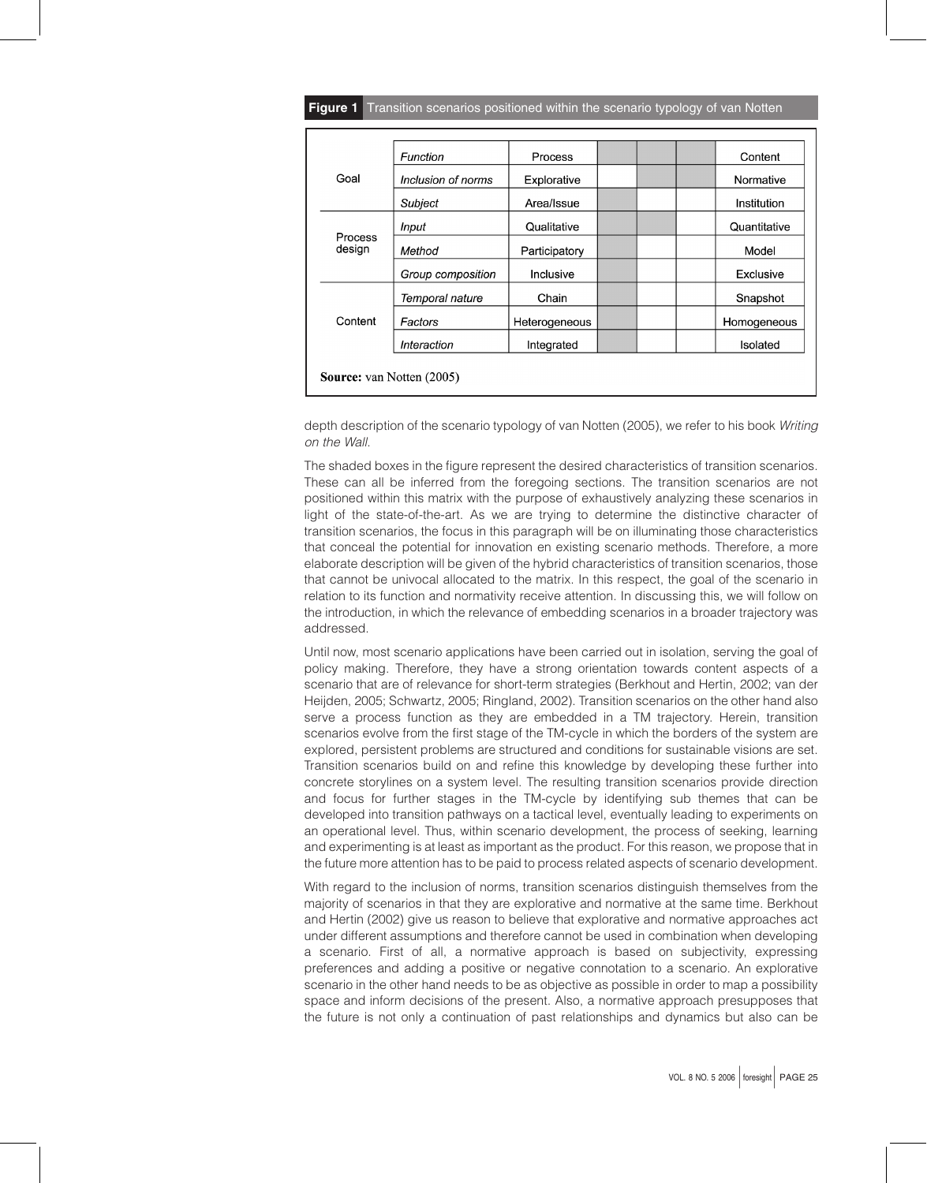**Figure 1** Transition scenarios positioned within the scenario typology of van Notten

| | | | | | | |
|---|---|---|---|---|---|---|
| Goal | *Function* | Process | ■ | ■ | ■ | Content |
| | *Inclusion of norms* | Explorative | | ■ | ■ | Normative |
| | *Subject* | Area/Issue | ■ | | | Institution |
| Process design | *Input* | Qualitative | ■ | ■ | | Quantitative |
| | *Method* | Participatory | ■ | | | Model |
| | *Group composition* | Inclusive | ■ | | | Exclusive |
| Content | *Temporal nature* | Chain | ■ | | | Snapshot |
| | *Factors* | Heterogeneous | ■ | | | Homogeneous |
| | *Interaction* | Integrated | ■ | | | Isolated |

**Source:** van Notten (2005)

depth description of the scenario typology of van Notten (2005), we refer to his book *Writing on the Wall*.

The shaded boxes in the figure represent the desired characteristics of transition scenarios. These can all be inferred from the foregoing sections. The transition scenarios are not positioned within this matrix with the purpose of exhaustively analyzing these scenarios in light of the state-of-the-art. As we are trying to determine the distinctive character of transition scenarios, the focus in this paragraph will be on illuminating those characteristics that conceal the potential for innovation en existing scenario methods. Therefore, a more elaborate description will be given of the hybrid characteristics of transition scenarios, those that cannot be univocal allocated to the matrix. In this respect, the goal of the scenario in relation to its function and normativity receive attention. In discussing this, we will follow on the introduction, in which the relevance of embedding scenarios in a broader trajectory was addressed.

Until now, most scenario applications have been carried out in isolation, serving the goal of policy making. Therefore, they have a strong orientation towards content aspects of a scenario that are of relevance for short-term strategies (Berkhout and Hertin, 2002; van der Heijden, 2005; Schwartz, 2005; Ringland, 2002). Transition scenarios on the other hand also serve a process function as they are embedded in a TM trajectory. Herein, transition scenarios evolve from the first stage of the TM-cycle in which the borders of the system are explored, persistent problems are structured and conditions for sustainable visions are set. Transition scenarios build on and refine this knowledge by developing these further into concrete storylines on a system level. The resulting transition scenarios provide direction and focus for further stages in the TM-cycle by identifying sub themes that can be developed into transition pathways on a tactical level, eventually leading to experiments on an operational level. Thus, within scenario development, the process of seeking, learning and experimenting is at least as important as the product. For this reason, we propose that in the future more attention has to be paid to process related aspects of scenario development.

With regard to the inclusion of norms, transition scenarios distinguish themselves from the majority of scenarios in that they are explorative and normative at the same time. Berkhout and Hertin (2002) give us reason to believe that explorative and normative approaches act under different assumptions and therefore cannot be used in combination when developing a scenario. First of all, a normative approach is based on subjectivity, expressing preferences and adding a positive or negative connotation to a scenario. An explorative scenario in the other hand needs to be as objective as possible in order to map a possibility space and inform decisions of the present. Also, a normative approach presupposes that the future is not only a continuation of past relationships and dynamics but also can be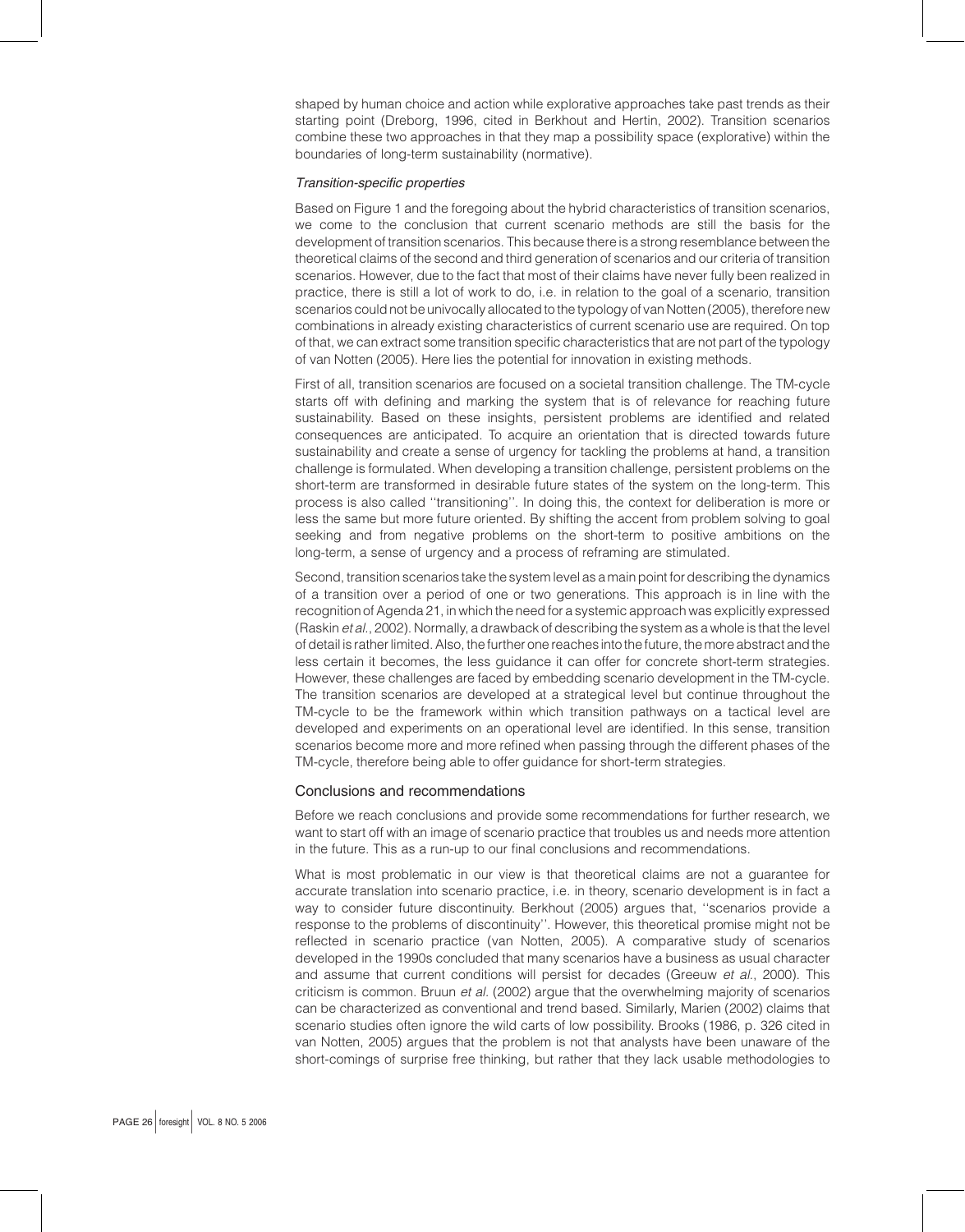shaped by human choice and action while explorative approaches take past trends as their starting point (Dreborg, 1996, cited in Berkhout and Hertin, 2002). Transition scenarios combine these two approaches in that they map a possibility space (explorative) within the boundaries of long-term sustainability (normative).

*Transition-specific properties*

Based on Figure 1 and the foregoing about the hybrid characteristics of transition scenarios, we come to the conclusion that current scenario methods are still the basis for the development of transition scenarios. This because there is a strong resemblance between the theoretical claims of the second and third generation of scenarios and our criteria of transition scenarios. However, due to the fact that most of their claims have never fully been realized in practice, there is still a lot of work to do, i.e. in relation to the goal of a scenario, transition scenarios could not be univocally allocated to the typology of van Notten (2005), therefore new combinations in already existing characteristics of current scenario use are required. On top of that, we can extract some transition specific characteristics that are not part of the typology of van Notten (2005). Here lies the potential for innovation in existing methods.

First of all, transition scenarios are focused on a societal transition challenge. The TM-cycle starts off with defining and marking the system that is of relevance for reaching future sustainability. Based on these insights, persistent problems are identified and related consequences are anticipated. To acquire an orientation that is directed towards future sustainability and create a sense of urgency for tackling the problems at hand, a transition challenge is formulated. When developing a transition challenge, persistent problems on the short-term are transformed in desirable future states of the system on the long-term. This process is also called ''transitioning''. In doing this, the context for deliberation is more or less the same but more future oriented. By shifting the accent from problem solving to goal seeking and from negative problems on the short-term to positive ambitions on the long-term, a sense of urgency and a process of reframing are stimulated.

Second, transition scenarios take the system level as a main point for describing the dynamics of a transition over a period of one or two generations. This approach is in line with the recognition of Agenda 21, in which the need for a systemic approach was explicitly expressed (Raskin *et al.*, 2002). Normally, a drawback of describing the system as a whole is that the level of detail is rather limited. Also, the further one reaches into the future, the more abstract and the less certain it becomes, the less guidance it can offer for concrete short-term strategies. However, these challenges are faced by embedding scenario development in the TM-cycle. The transition scenarios are developed at a strategical level but continue throughout the TM-cycle to be the framework within which transition pathways on a tactical level are developed and experiments on an operational level are identified. In this sense, transition scenarios become more and more refined when passing through the different phases of the TM-cycle, therefore being able to offer guidance for short-term strategies.

## Conclusions and recommendations

Before we reach conclusions and provide some recommendations for further research, we want to start off with an image of scenario practice that troubles us and needs more attention in the future. This as a run-up to our final conclusions and recommendations.

What is most problematic in our view is that theoretical claims are not a guarantee for accurate translation into scenario practice, i.e. in theory, scenario development is in fact a way to consider future discontinuity. Berkhout (2005) argues that, ''scenarios provide a response to the problems of discontinuity''. However, this theoretical promise might not be reflected in scenario practice (van Notten, 2005). A comparative study of scenarios developed in the 1990s concluded that many scenarios have a business as usual character and assume that current conditions will persist for decades (Greeuw *et al.*, 2000). This criticism is common. Bruun *et al.* (2002) argue that the overwhelming majority of scenarios can be characterized as conventional and trend based. Similarly, Marien (2002) claims that scenario studies often ignore the wild carts of low possibility. Brooks (1986, p. 326 cited in van Notten, 2005) argues that the problem is not that analysts have been unaware of the short-comings of surprise free thinking, but rather that they lack usable methodologies to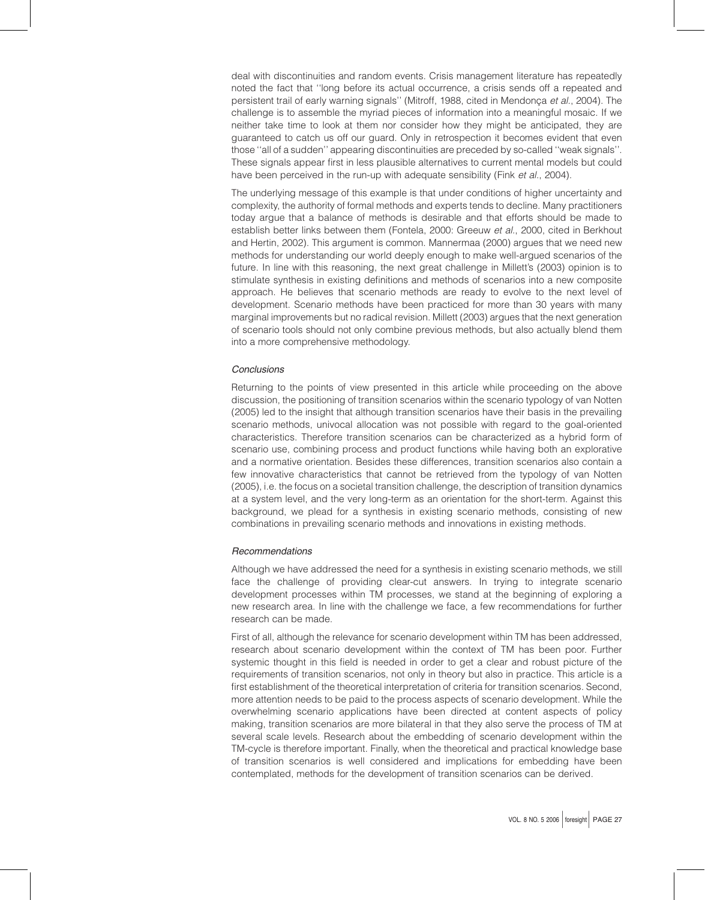deal with discontinuities and random events. Crisis management literature has repeatedly noted the fact that ''long before its actual occurrence, a crisis sends off a repeated and persistent trail of early warning signals'' (Mitroff, 1988, cited in Mendonça *et al.*, 2004). The challenge is to assemble the myriad pieces of information into a meaningful mosaic. If we neither take time to look at them nor consider how they might be anticipated, they are guaranteed to catch us off our guard. Only in retrospection it becomes evident that even those ''all of a sudden'' appearing discontinuities are preceded by so-called ''weak signals''. These signals appear first in less plausible alternatives to current mental models but could have been perceived in the run-up with adequate sensibility (Fink *et al.*, 2004).

The underlying message of this example is that under conditions of higher uncertainty and complexity, the authority of formal methods and experts tends to decline. Many practitioners today argue that a balance of methods is desirable and that efforts should be made to establish better links between them (Fontela, 2000: Greeuw *et al.*, 2000, cited in Berkhout and Hertin, 2002). This argument is common. Mannermaa (2000) argues that we need new methods for understanding our world deeply enough to make well-argued scenarios of the future. In line with this reasoning, the next great challenge in Millett's (2003) opinion is to stimulate synthesis in existing definitions and methods of scenarios into a new composite approach. He believes that scenario methods are ready to evolve to the next level of development. Scenario methods have been practiced for more than 30 years with many marginal improvements but no radical revision. Millett (2003) argues that the next generation of scenario tools should not only combine previous methods, but also actually blend them into a more comprehensive methodology.

### *Conclusions*

Returning to the points of view presented in this article while proceeding on the above discussion, the positioning of transition scenarios within the scenario typology of van Notten (2005) led to the insight that although transition scenarios have their basis in the prevailing scenario methods, univocal allocation was not possible with regard to the goal-oriented characteristics. Therefore transition scenarios can be characterized as a hybrid form of scenario use, combining process and product functions while having both an explorative and a normative orientation. Besides these differences, transition scenarios also contain a few innovative characteristics that cannot be retrieved from the typology of van Notten (2005), i.e. the focus on a societal transition challenge, the description of transition dynamics at a system level, and the very long-term as an orientation for the short-term. Against this background, we plead for a synthesis in existing scenario methods, consisting of new combinations in prevailing scenario methods and innovations in existing methods.

### *Recommendations*

Although we have addressed the need for a synthesis in existing scenario methods, we still face the challenge of providing clear-cut answers. In trying to integrate scenario development processes within TM processes, we stand at the beginning of exploring a new research area. In line with the challenge we face, a few recommendations for further research can be made.

First of all, although the relevance for scenario development within TM has been addressed, research about scenario development within the context of TM has been poor. Further systemic thought in this field is needed in order to get a clear and robust picture of the requirements of transition scenarios, not only in theory but also in practice. This article is a first establishment of the theoretical interpretation of criteria for transition scenarios. Second, more attention needs to be paid to the process aspects of scenario development. While the overwhelming scenario applications have been directed at content aspects of policy making, transition scenarios are more bilateral in that they also serve the process of TM at several scale levels. Research about the embedding of scenario development within the TM-cycle is therefore important. Finally, when the theoretical and practical knowledge base of transition scenarios is well considered and implications for embedding have been contemplated, methods for the development of transition scenarios can be derived.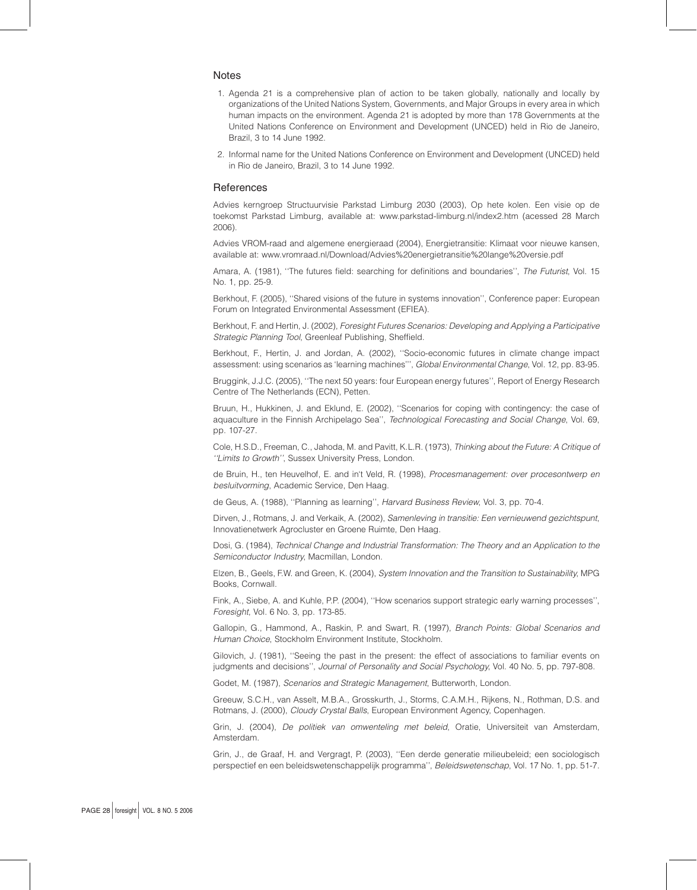## Notes

1. Agenda 21 is a comprehensive plan of action to be taken globally, nationally and locally by organizations of the United Nations System, Governments, and Major Groups in every area in which human impacts on the environment. Agenda 21 is adopted by more than 178 Governments at the United Nations Conference on Environment and Development (UNCED) held in Rio de Janeiro, Brazil, 3 to 14 June 1992.
2. Informal name for the United Nations Conference on Environment and Development (UNCED) held in Rio de Janeiro, Brazil, 3 to 14 June 1992.

## References

Advies kerngroep Structuurvisie Parkstad Limburg 2030 (2003), Op hete kolen. Een visie op de toekomst Parkstad Limburg, available at: www.parkstad-limburg.nl/index2.htm (acessed 28 March 2006).

Advies VROM-raad and algemene energieraad (2004), Energietransitie: Klimaat voor nieuwe kansen, available at: www.vromraad.nl/Download/Advies%20energietransitie%20lange%20versie.pdf

Amara, A. (1981), ''The futures field: searching for definitions and boundaries'', *The Futurist*, Vol. 15 No. 1, pp. 25-9.

Berkhout, F. (2005), ''Shared visions of the future in systems innovation'', Conference paper: European Forum on Integrated Environmental Assessment (EFIEA).

Berkhout, F. and Hertin, J. (2002), *Foresight Futures Scenarios: Developing and Applying a Participative Strategic Planning Tool*, Greenleaf Publishing, Sheffield.

Berkhout, F., Hertin, J. and Jordan, A. (2002), ''Socio-economic futures in climate change impact assessment: using scenarios as 'learning machines''', *Global Environmental Change*, Vol. 12, pp. 83-95.

Bruggink, J.J.C. (2005), ''The next 50 years: four European energy futures'', Report of Energy Research Centre of The Netherlands (ECN), Petten.

Bruun, H., Hukkinen, J. and Eklund, E. (2002), ''Scenarios for coping with contingency: the case of aquaculture in the Finnish Archipelago Sea'', *Technological Forecasting and Social Change*, Vol. 69, pp. 107-27.

Cole, H.S.D., Freeman, C., Jahoda, M. and Pavitt, K.L.R. (1973), *Thinking about the Future: A Critique of ''Limits to Growth''*, Sussex University Press, London.

de Bruin, H., ten Heuvelhof, E. and in't Veld, R. (1998), *Procesmanagement: over procesontwerp en besluitvorming*, Academic Service, Den Haag.

de Geus, A. (1988), ''Planning as learning'', *Harvard Business Review*, Vol. 3, pp. 70-4.

Dirven, J., Rotmans, J. and Verkaik, A. (2002), *Samenleving in transitie: Een vernieuwend gezichtspunt*, Innovatienetwerk Agrocluster en Groene Ruimte, Den Haag.

Dosi, G. (1984), *Technical Change and Industrial Transformation: The Theory and an Application to the Semiconductor Industry*, Macmillan, London.

Elzen, B., Geels, F.W. and Green, K. (2004), *System Innovation and the Transition to Sustainability*, MPG Books, Cornwall.

Fink, A., Siebe, A. and Kuhle, P.P. (2004), ''How scenarios support strategic early warning processes'', *Foresight*, Vol. 6 No. 3, pp. 173-85.

Gallopin, G., Hammond, A., Raskin, P. and Swart, R. (1997), *Branch Points: Global Scenarios and Human Choice*, Stockholm Environment Institute, Stockholm.

Gilovich, J. (1981), ''Seeing the past in the present: the effect of associations to familiar events on judgments and decisions'', *Journal of Personality and Social Psychology*, Vol. 40 No. 5, pp. 797-808.

Godet, M. (1987), *Scenarios and Strategic Management*, Butterworth, London.

Greeuw, S.C.H., van Asselt, M.B.A., Grosskurth, J., Storms, C.A.M.H., Rijkens, N., Rothman, D.S. and Rotmans, J. (2000), *Cloudy Crystal Balls*, European Environment Agency, Copenhagen.

Grin, J. (2004), *De politiek van omwenteling met beleid*, Oratie, Universiteit van Amsterdam, Amsterdam.

Grin, J., de Graaf, H. and Vergragt, P. (2003), ''Een derde generatie milieubeleid; een sociologisch perspectief en een beleidswetenschappelijk programma'', *Beleidswetenschap*, Vol. 17 No. 1, pp. 51-7.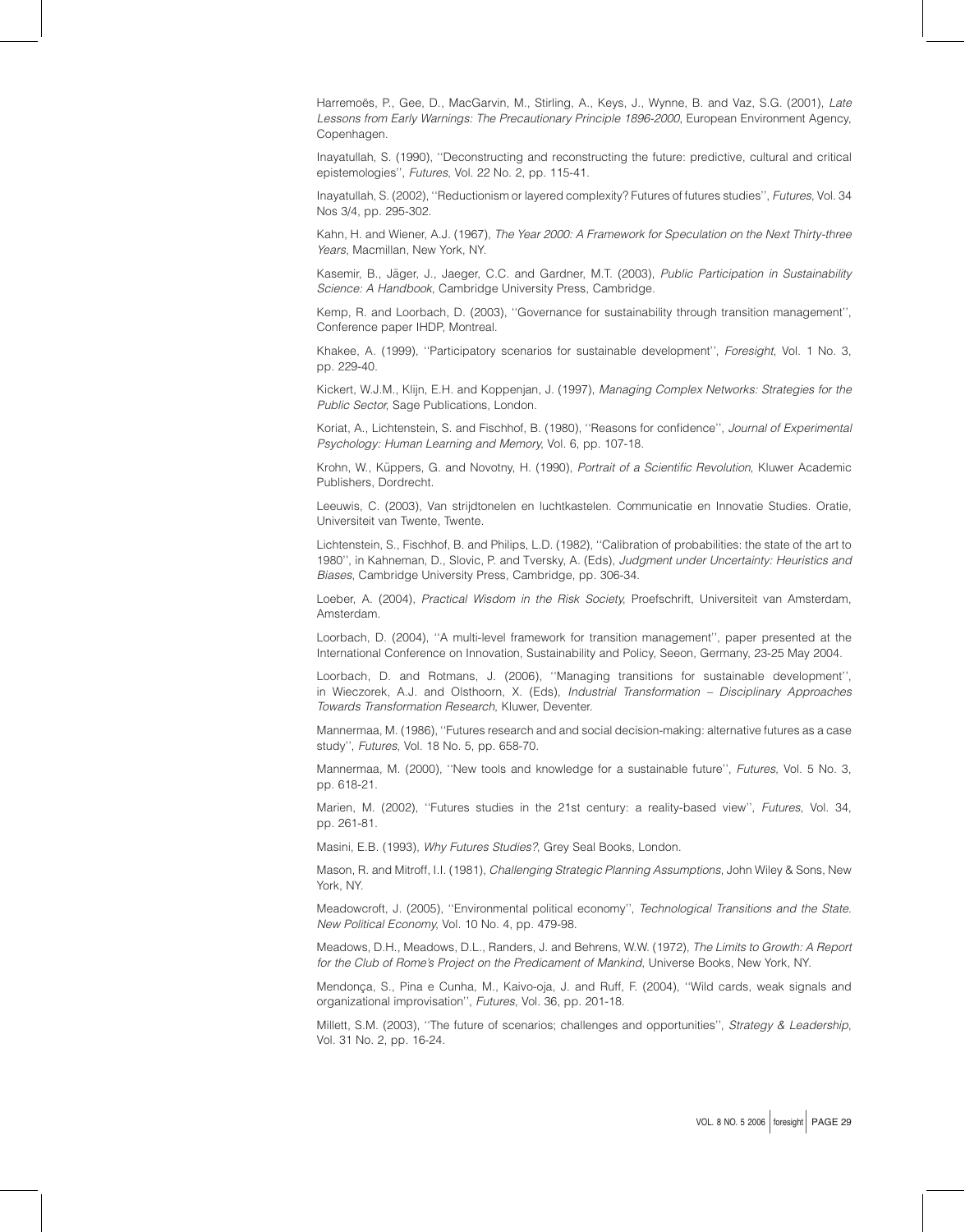Harremoës, P., Gee, D., MacGarvin, M., Stirling, A., Keys, J., Wynne, B. and Vaz, S.G. (2001), *Late Lessons from Early Warnings: The Precautionary Principle 1896-2000*, European Environment Agency, Copenhagen.

Inayatullah, S. (1990), ''Deconstructing and reconstructing the future: predictive, cultural and critical epistemologies'', *Futures*, Vol. 22 No. 2, pp. 115-41.

Inayatullah, S. (2002), ''Reductionism or layered complexity? Futures of futures studies'', *Futures*, Vol. 34 Nos 3/4, pp. 295-302.

Kahn, H. and Wiener, A.J. (1967), *The Year 2000: A Framework for Speculation on the Next Thirty-three Years*, Macmillan, New York, NY.

Kasemir, B., Jäger, J., Jaeger, C.C. and Gardner, M.T. (2003), *Public Participation in Sustainability Science: A Handbook*, Cambridge University Press, Cambridge.

Kemp, R. and Loorbach, D. (2003), ''Governance for sustainability through transition management'', Conference paper IHDP, Montreal.

Khakee, A. (1999), ''Participatory scenarios for sustainable development'', *Foresight*, Vol. 1 No. 3, pp. 229-40.

Kickert, W.J.M., Klijn, E.H. and Koppenjan, J. (1997), *Managing Complex Networks: Strategies for the Public Sector*, Sage Publications, London.

Koriat, A., Lichtenstein, S. and Fischhof, B. (1980), ''Reasons for confidence'', *Journal of Experimental Psychology: Human Learning and Memory*, Vol. 6, pp. 107-18.

Krohn, W., Küppers, G. and Novotny, H. (1990), *Portrait of a Scientific Revolution*, Kluwer Academic Publishers, Dordrecht.

Leeuwis, C. (2003), Van strijdtonelen en luchtkastelen. Communicatie en Innovatie Studies. Oratie, Universiteit van Twente, Twente.

Lichtenstein, S., Fischhof, B. and Philips, L.D. (1982), ''Calibration of probabilities: the state of the art to 1980'', in Kahneman, D., Slovic, P. and Tversky, A. (Eds), *Judgment under Uncertainty: Heuristics and Biases*, Cambridge University Press, Cambridge, pp. 306-34.

Loeber, A. (2004), *Practical Wisdom in the Risk Society*, Proefschrift, Universiteit van Amsterdam, Amsterdam.

Loorbach, D. (2004), ''A multi-level framework for transition management'', paper presented at the International Conference on Innovation, Sustainability and Policy, Seeon, Germany, 23-25 May 2004.

Loorbach, D. and Rotmans, J. (2006), ''Managing transitions for sustainable development'', in Wieczorek, A.J. and Olsthoorn, X. (Eds), *Industrial Transformation – Disciplinary Approaches Towards Transformation Research*, Kluwer, Deventer.

Mannermaa, M. (1986), ''Futures research and and social decision-making: alternative futures as a case study'', *Futures*, Vol. 18 No. 5, pp. 658-70.

Mannermaa, M. (2000), ''New tools and knowledge for a sustainable future'', *Futures*, Vol. 5 No. 3, pp. 618-21.

Marien, M. (2002), ''Futures studies in the 21st century: a reality-based view'', *Futures*, Vol. 34, pp. 261-81.

Masini, E.B. (1993), *Why Futures Studies?*, Grey Seal Books, London.

Mason, R. and Mitroff, I.I. (1981), *Challenging Strategic Planning Assumptions*, John Wiley & Sons, New York, NY.

Meadowcroft, J. (2005), ''Environmental political economy'', *Technological Transitions and the State. New Political Economy*, Vol. 10 No. 4, pp. 479-98.

Meadows, D.H., Meadows, D.L., Randers, J. and Behrens, W.W. (1972), *The Limits to Growth: A Report for the Club of Rome's Project on the Predicament of Mankind*, Universe Books, New York, NY.

Mendonça, S., Pina e Cunha, M., Kaivo-oja, J. and Ruff, F. (2004), ''Wild cards, weak signals and organizational improvisation'', *Futures*, Vol. 36, pp. 201-18.

Millett, S.M. (2003), ''The future of scenarios; challenges and opportunities'', *Strategy & Leadership*, Vol. 31 No. 2, pp. 16-24.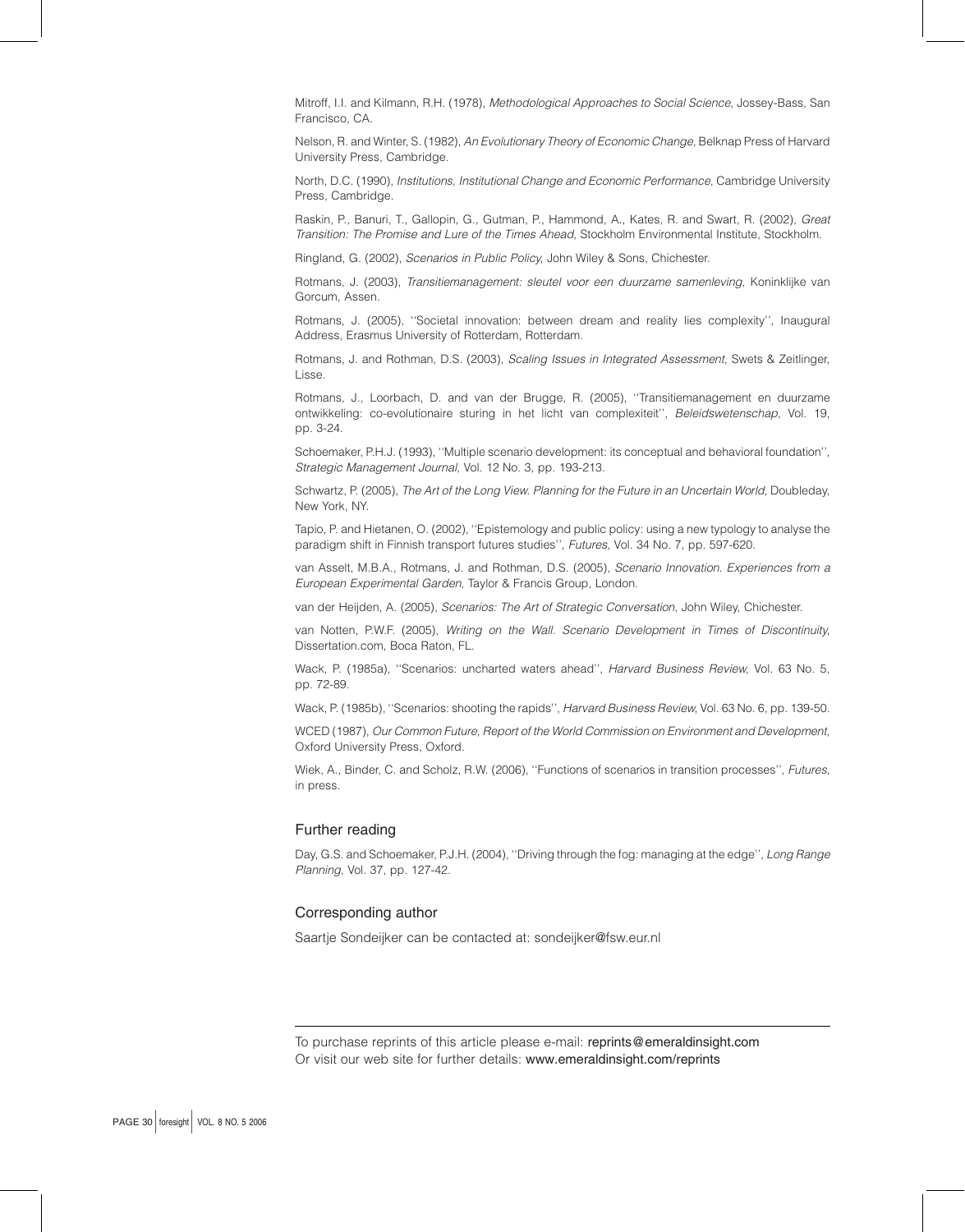Mitroff, I.I. and Kilmann, R.H. (1978), *Methodological Approaches to Social Science*, Jossey-Bass, San Francisco, CA.

Nelson, R. and Winter, S. (1982), *An Evolutionary Theory of Economic Change*, Belknap Press of Harvard University Press, Cambridge.

North, D.C. (1990), *Institutions, Institutional Change and Economic Performance*, Cambridge University Press, Cambridge.

Raskin, P., Banuri, T., Gallopin, G., Gutman, P., Hammond, A., Kates, R. and Swart, R. (2002), *Great Transition: The Promise and Lure of the Times Ahead*, Stockholm Environmental Institute, Stockholm.

Ringland, G. (2002), *Scenarios in Public Policy*, John Wiley & Sons, Chichester.

Rotmans, J. (2003), *Transitiemanagement: sleutel voor een duurzame samenleving*, Koninklijke van Gorcum, Assen.

Rotmans, J. (2005), ''Societal innovation: between dream and reality lies complexity'', Inaugural Address, Erasmus University of Rotterdam, Rotterdam.

Rotmans, J. and Rothman, D.S. (2003), *Scaling Issues in Integrated Assessment*, Swets & Zeitlinger, Lisse.

Rotmans, J., Loorbach, D. and van der Brugge, R. (2005), ''Transitiemanagement en duurzame ontwikkeling: co-evolutionaire sturing in het licht van complexiteit'', *Beleidswetenschap*, Vol. 19, pp. 3-24.

Schoemaker, P.H.J. (1993), ''Multiple scenario development: its conceptual and behavioral foundation'', *Strategic Management Journal*, Vol. 12 No. 3, pp. 193-213.

Schwartz, P. (2005), *The Art of the Long View. Planning for the Future in an Uncertain World*, Doubleday, New York, NY.

Tapio, P. and Hietanen, O. (2002), ''Epistemology and public policy: using a new typology to analyse the paradigm shift in Finnish transport futures studies'', *Futures*, Vol. 34 No. 7, pp. 597-620.

van Asselt, M.B.A., Rotmans, J. and Rothman, D.S. (2005), *Scenario Innovation. Experiences from a European Experimental Garden*, Taylor & Francis Group, London.

van der Heijden, A. (2005), *Scenarios: The Art of Strategic Conversation*, John Wiley, Chichester.

van Notten, P.W.F. (2005), *Writing on the Wall. Scenario Development in Times of Discontinuity*, Dissertation.com, Boca Raton, FL.

Wack, P. (1985a), ''Scenarios: uncharted waters ahead'', *Harvard Business Review*, Vol. 63 No. 5, pp. 72-89.

Wack, P. (1985b), ''Scenarios: shooting the rapids'', *Harvard Business Review*, Vol. 63 No. 6, pp. 139-50.

WCED (1987), *Our Common Future, Report of the World Commission on Environment and Development*, Oxford University Press, Oxford.

Wiek, A., Binder, C. and Scholz, R.W. (2006), ''Functions of scenarios in transition processes'', *Futures*, in press.

## Further reading

Day, G.S. and Schoemaker, P.J.H. (2004), ''Driving through the fog: managing at the edge'', *Long Range Planning*, Vol. 37, pp. 127-42.

## Corresponding author

Saartje Sondeijker can be contacted at: sondeijker@fsw.eur.nl

---

To purchase reprints of this article please e-mail: reprints@emeraldinsight.com
Or visit our web site for further details: www.emeraldinsight.com/reprints